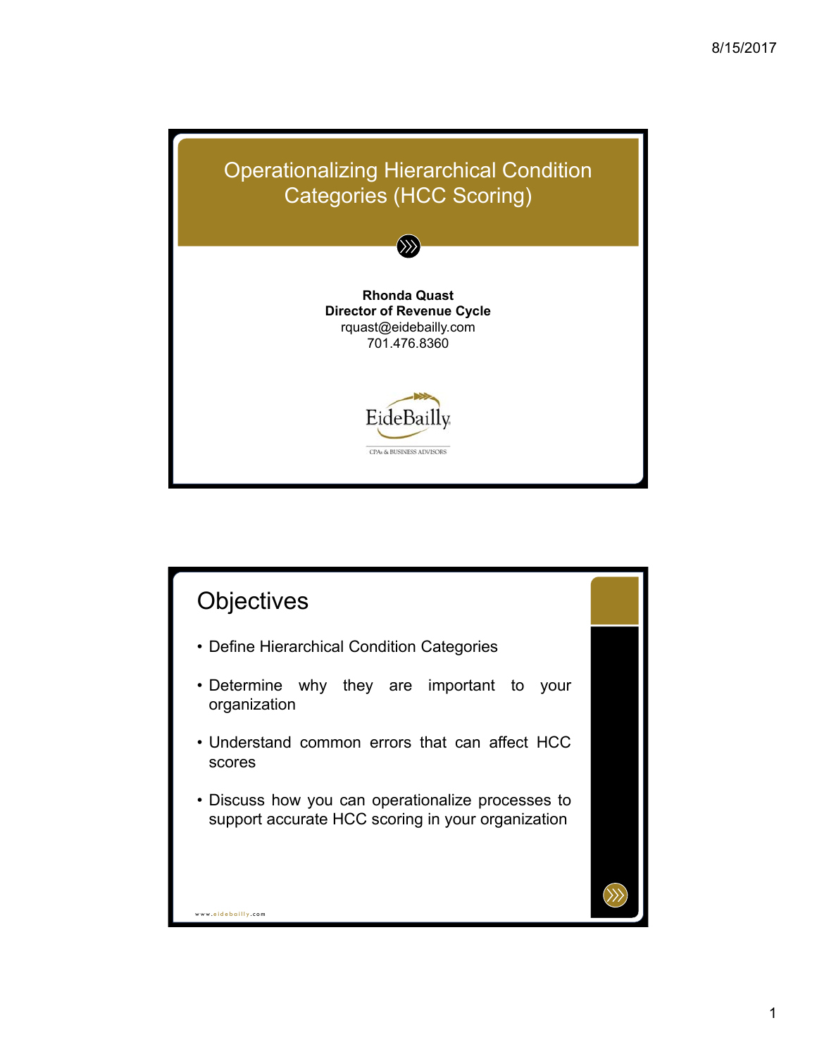# Operationalizing Hierarchical Condition Categories (HCC Scoring)

**Rhonda Quast**
**Director of Revenue Cycle**
rquast@eidebailly.com
701.476.8360

EideBailly
CPAs & BUSINESS ADVISORS

## Objectives

- Define Hierarchical Condition Categories
- Determine why they are important to your organization
- Understand common errors that can affect HCC scores
- Discuss how you can operationalize processes to support accurate HCC scoring in your organization

www.eidebailly.com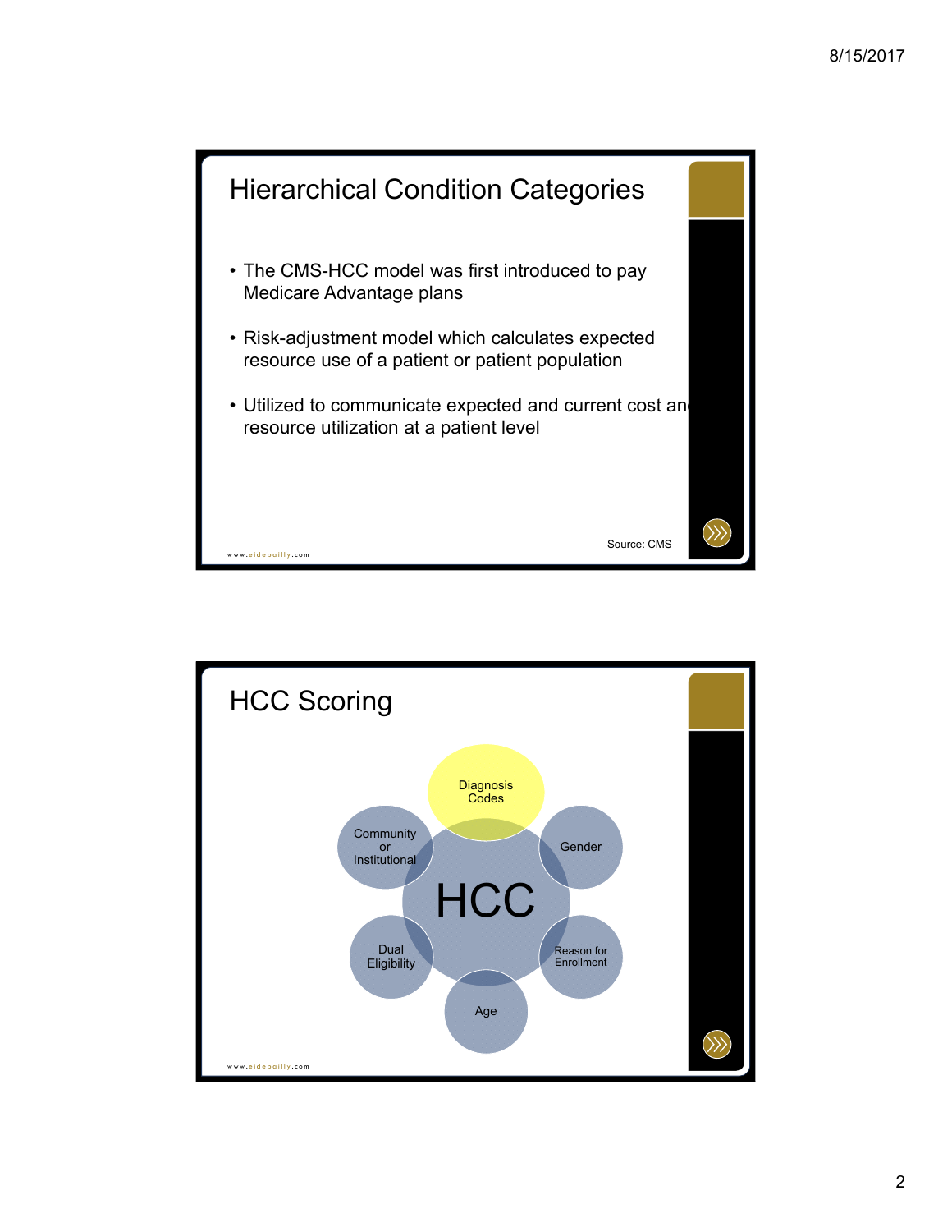## Hierarchical Condition Categories

- The CMS-HCC model was first introduced to pay Medicare Advantage plans
- Risk-adjustment model which calculates expected resource use of a patient or patient population
- Utilized to communicate expected and current cost and resource utilization at a patient level

Source: CMS

www.eidebailly.com

## HCC Scoring

HCC

- Diagnosis Codes
- Gender
- Reason for Enrollment
- Age
- Dual Eligibility
- Community or Institutional

www.eidebailly.com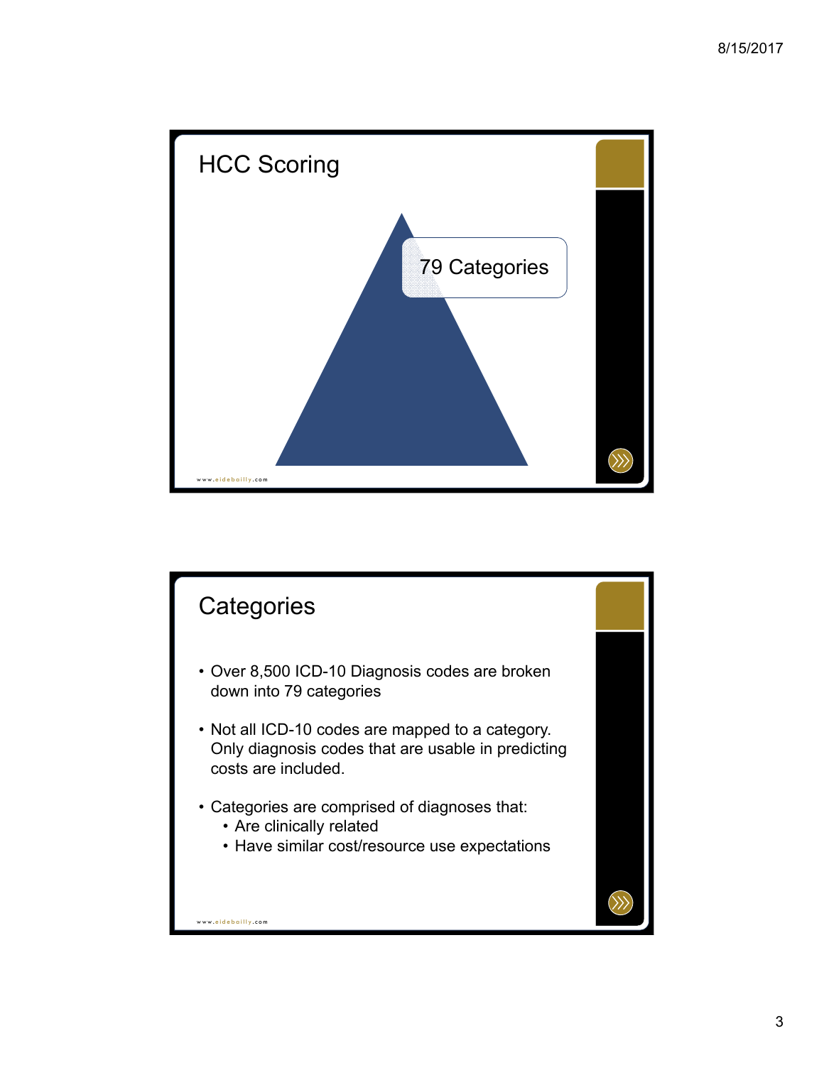## HCC Scoring

79 Categories

www.eidebailly.com

## Categories

- Over 8,500 ICD-10 Diagnosis codes are broken down into 79 categories
- Not all ICD-10 codes are mapped to a category. Only diagnosis codes that are usable in predicting costs are included.
- Categories are comprised of diagnoses that:
  - Are clinically related
  - Have similar cost/resource use expectations

www.eidebailly.com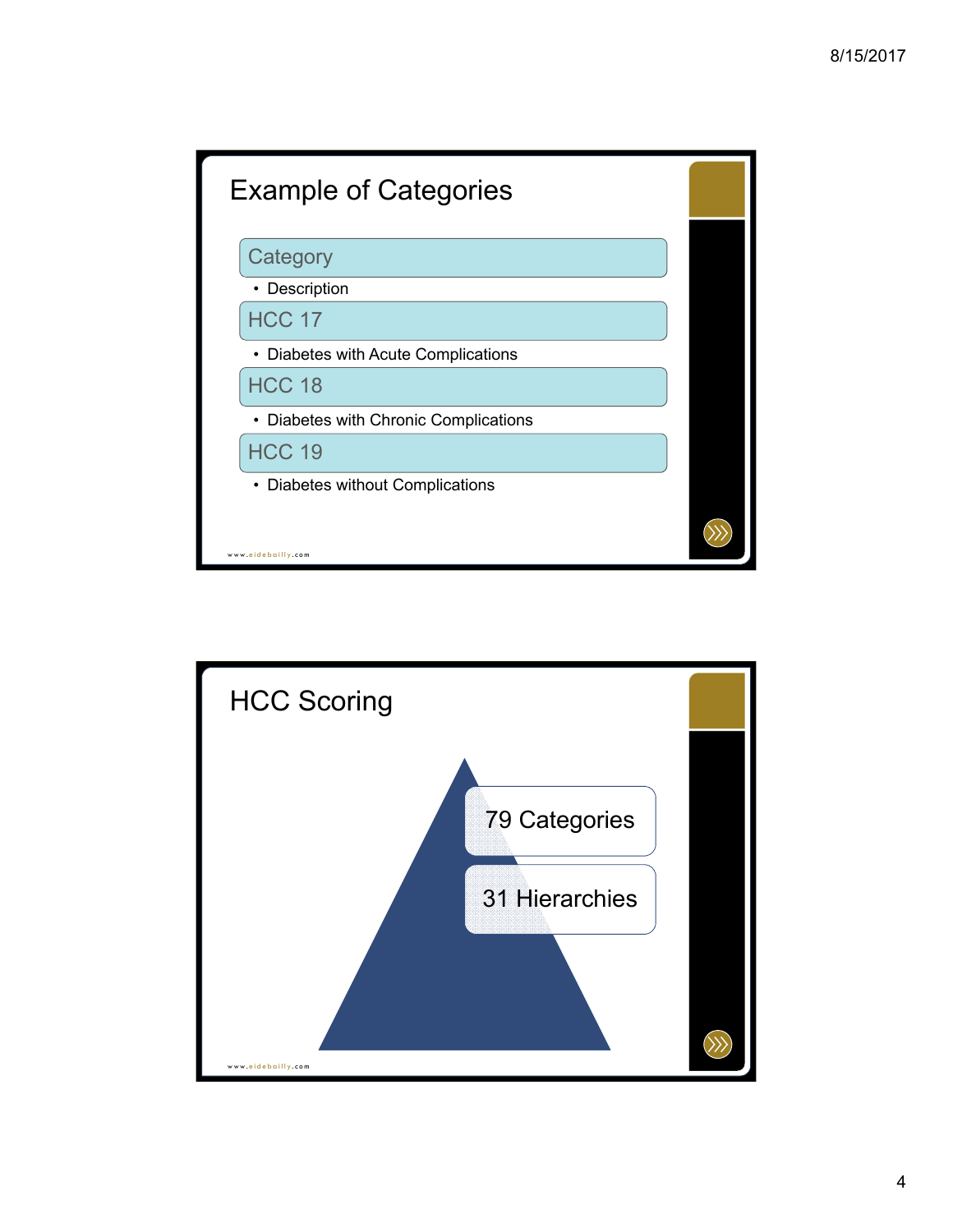## Example of Categories

- **Category**
  - Description
- **HCC 17**
  - Diabetes with Acute Complications
- **HCC 18**
  - Diabetes with Chronic Complications
- **HCC 19**
  - Diabetes without Complications

www.eidebailly.com

## HCC Scoring

- 79 Categories
- 31 Hierarchies

www.eidebailly.com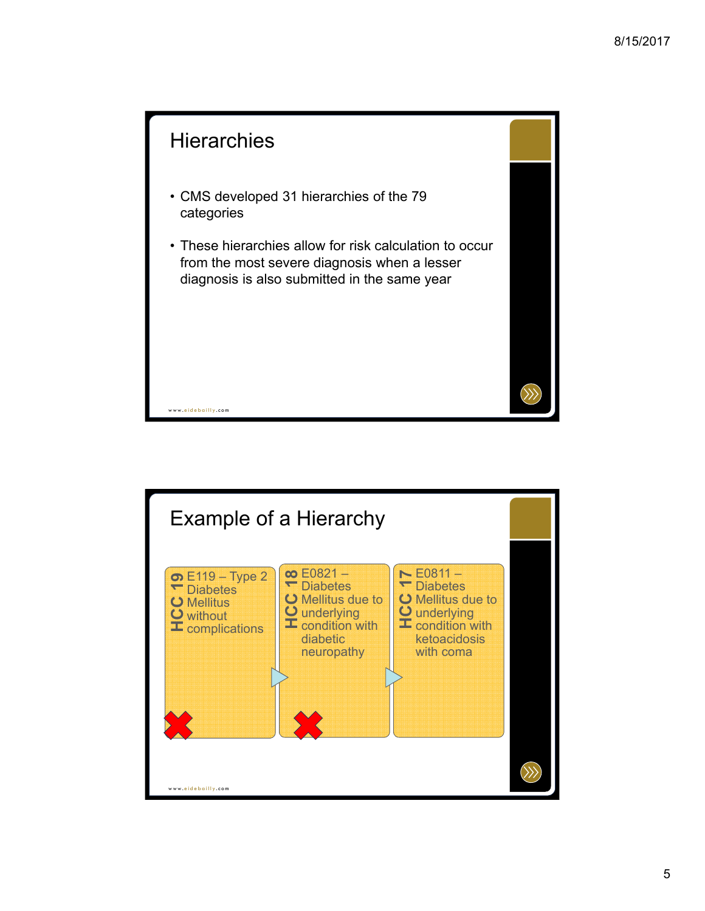## Hierarchies

- CMS developed 31 hierarchies of the 79 categories
- These hierarchies allow for risk calculation to occur from the most severe diagnosis when a lesser diagnosis is also submitted in the same year

www.eidebailly.com

## Example of a Hierarchy

**HCC 19** E119 – Type 2 Diabetes Mellitus without complications ✗

**HCC 18** E0821 – Diabetes Mellitus due to underlying condition with diabetic neuropathy ✗

**HCC 17** E0811 – Diabetes Mellitus due to underlying condition with ketoacidosis with coma

www.eidebailly.com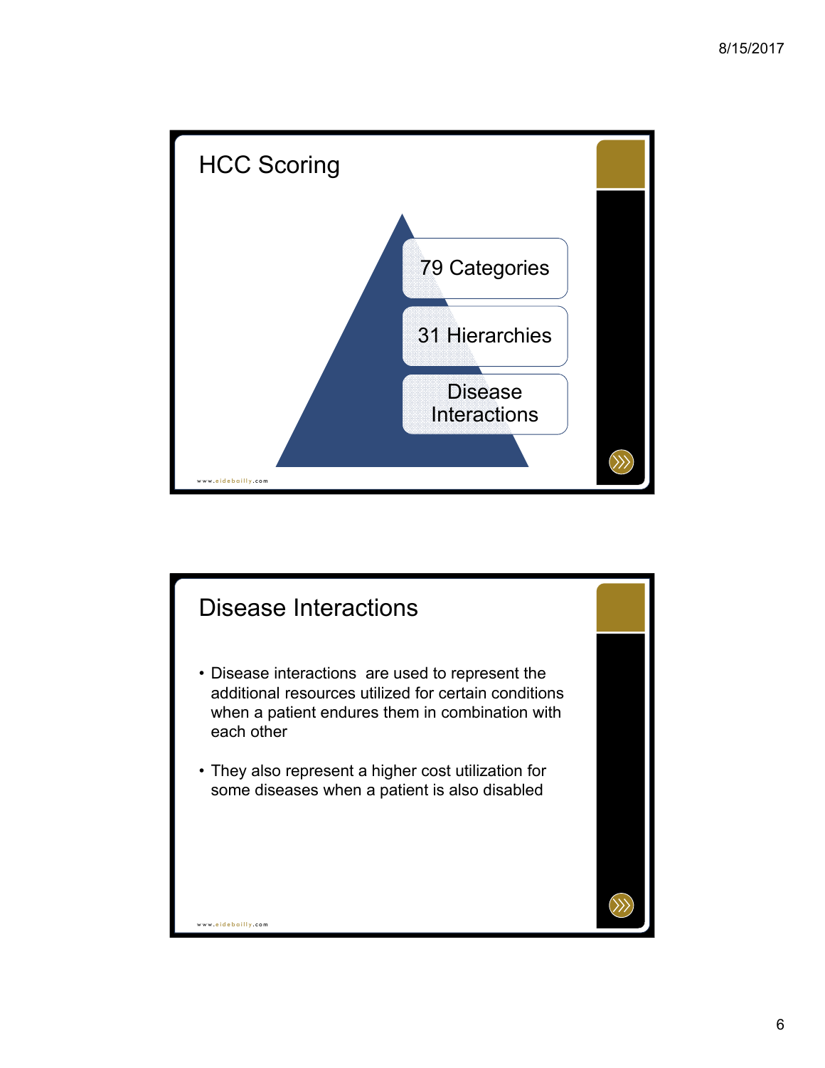## HCC Scoring

- 79 Categories
- 31 Hierarchies
- Disease Interactions

www.eidebailly.com

## Disease Interactions

- Disease interactions are used to represent the additional resources utilized for certain conditions when a patient endures them in combination with each other
- They also represent a higher cost utilization for some diseases when a patient is also disabled

www.eidebailly.com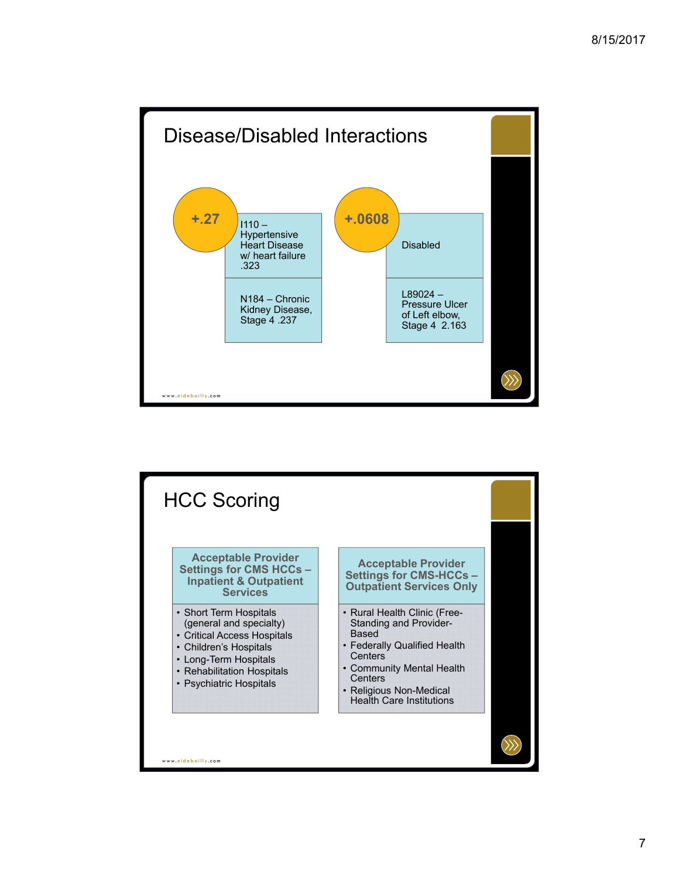## Disease/Disabled Interactions

**+.27**

- I110 – Hypertensive Heart Disease w/ heart failure .323
- N184 – Chronic Kidney Disease, Stage 4 .237

**+.0608**

- Disabled
- L89024 – Pressure Ulcer of Left elbow, Stage 4 2.163

www.eidebailly.com

## HCC Scoring

**Acceptable Provider Settings for CMS HCCs – Inpatient & Outpatient Services**

- Short Term Hospitals (general and specialty)
- Critical Access Hospitals
- Children's Hospitals
- Long-Term Hospitals
- Rehabilitation Hospitals
- Psychiatric Hospitals

**Acceptable Provider Settings for CMS-HCCs – Outpatient Services Only**

- Rural Health Clinic (Free-Standing and Provider-Based
- Federally Qualified Health Centers
- Community Mental Health Centers
- Religious Non-Medical Health Care Institutions

www.eidebailly.com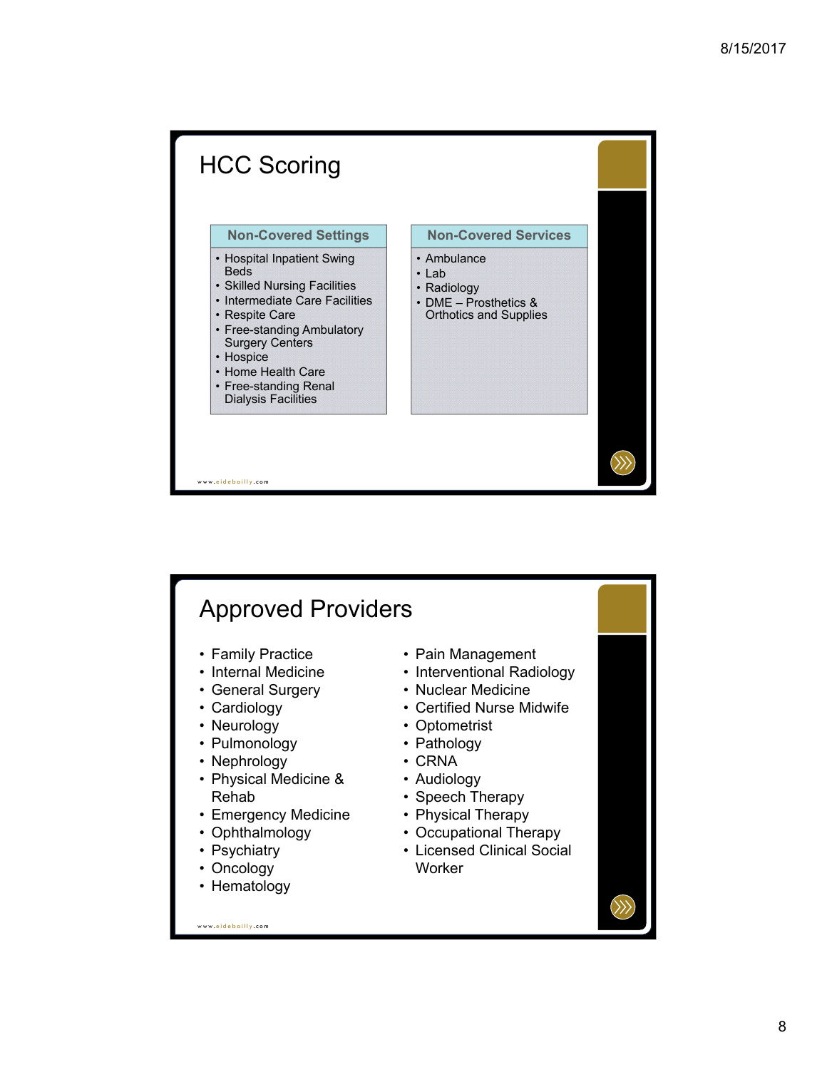# HCC Scoring

| Non-Covered Settings | Non-Covered Services |
|---|---|
| • Hospital Inpatient Swing Beds<br>• Skilled Nursing Facilities<br>• Intermediate Care Facilities<br>• Respite Care<br>• Free-standing Ambulatory Surgery Centers<br>• Hospice<br>• Home Health Care<br>• Free-standing Renal Dialysis Facilities | • Ambulance<br>• Lab<br>• Radiology<br>• DME – Prosthetics & Orthotics and Supplies |

# Approved Providers

- Family Practice
- Internal Medicine
- General Surgery
- Cardiology
- Neurology
- Pulmonology
- Nephrology
- Physical Medicine & Rehab
- Emergency Medicine
- Ophthalmology
- Psychiatry
- Oncology
- Hematology
- Pain Management
- Interventional Radiology
- Nuclear Medicine
- Certified Nurse Midwife
- Optometrist
- Pathology
- CRNA
- Audiology
- Speech Therapy
- Physical Therapy
- Occupational Therapy
- Licensed Clinical Social Worker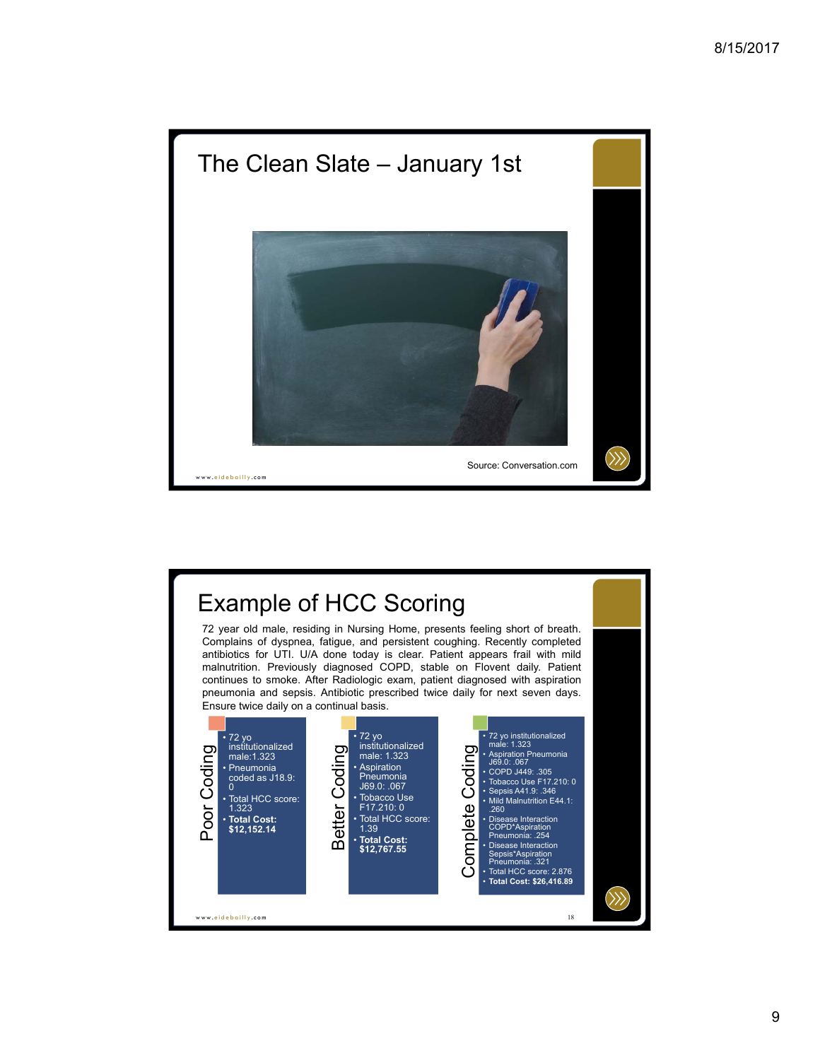## The Clean Slate – January 1st

Source: Conversation.com

www.eidebailly.com

## Example of HCC Scoring

72 year old male, residing in Nursing Home, presents feeling short of breath. Complains of dyspnea, fatigue, and persistent coughing. Recently completed antibiotics for UTI. U/A done today is clear. Patient appears frail with mild malnutrition. Previously diagnosed COPD, stable on Flovent daily. Patient continues to smoke. After Radiologic exam, patient diagnosed with aspiration pneumonia and sepsis. Antibiotic prescribed twice daily for next seven days. Ensure twice daily on a continual basis.

**Poor Coding**

- 72 yo institutionalized male:1.323
- Pneumonia coded as J18.9: 0
- Total HCC score: 1.323
- **Total Cost: $12,152.14**

**Better Coding**

- 72 yo institutionalized male: 1.323
- Aspiration Pneumonia J69.0: .067
- Tobacco Use F17.210: 0
- Total HCC score: 1.39
- **Total Cost: $12,767.55**

**Complete Coding**

- 72 yo institutionalized male: 1.323
- Aspiration Pneumonia J69.0: .067
- COPD J449: .305
- Tobacco Use F17.210: 0
- Sepsis A41.9: .346
- Mild Malnutrition E44.1: .260
- Disease Interaction COPD*Aspiration Pneumonia: .254
- Disease Interaction Sepsis*Aspiration Pneumonia: .321
- Total HCC score: 2.876
- **Total Cost: $26,416.89**

www.eidebailly.com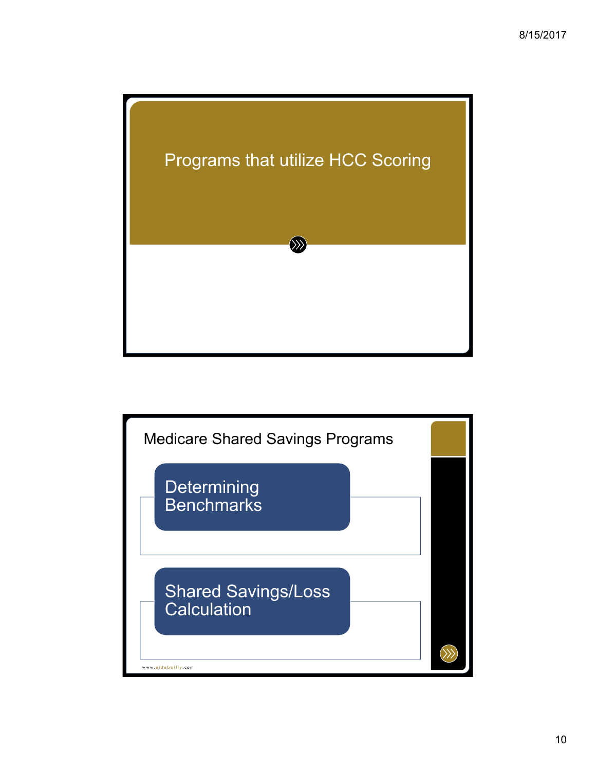# Programs that utilize HCC Scoring

## Medicare Shared Savings Programs

- Determining Benchmarks
- Shared Savings/Loss Calculation

www.eidebailly.com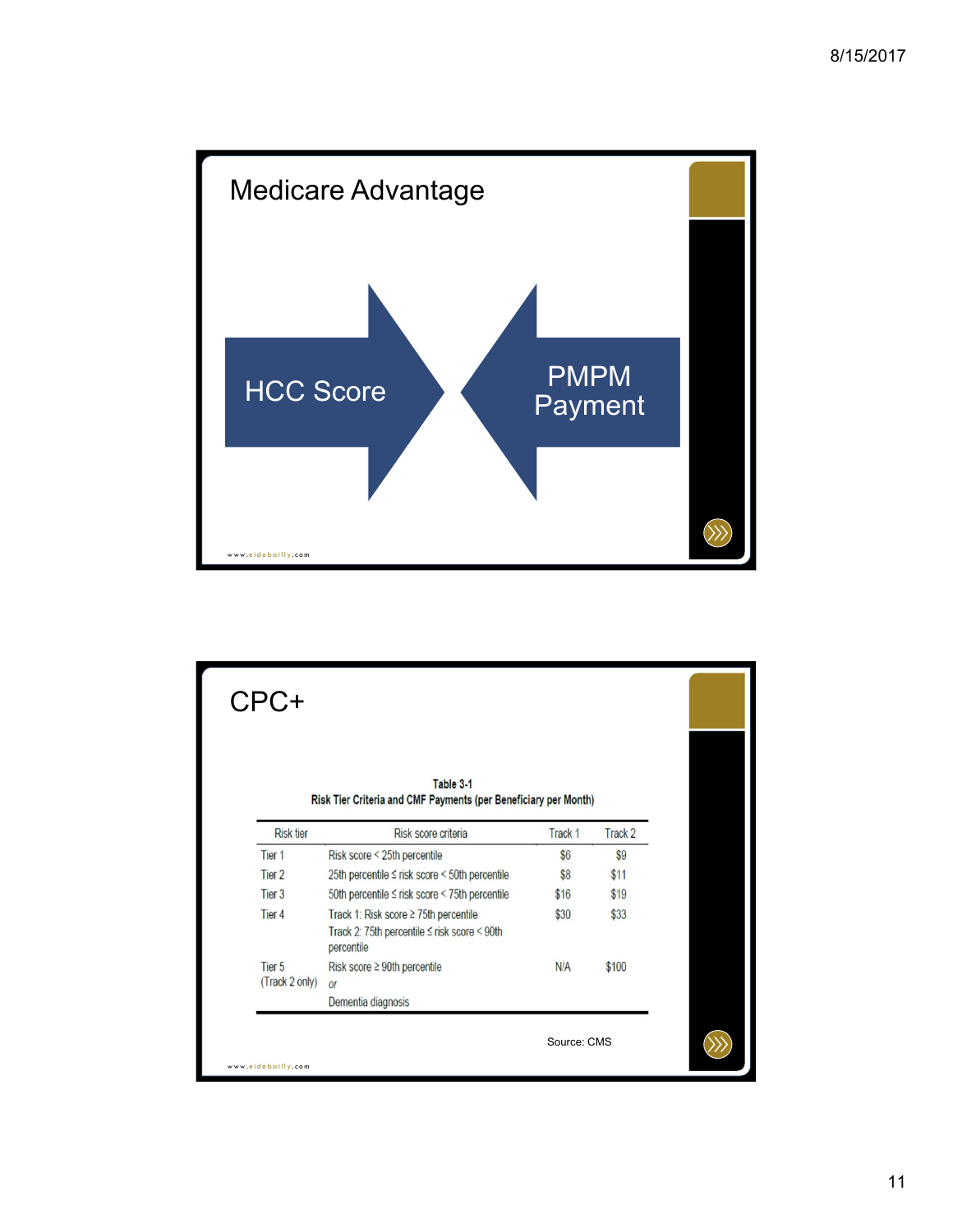## Medicare Advantage

HCC Score → ← PMPM Payment

www.eidebailly.com

## CPC+

**Table 3-1**
**Risk Tier Criteria and CMF Payments (per Beneficiary per Month)**

| Risk tier | Risk score criteria | Track 1 | Track 2 |
|---|---|---|---|
| Tier 1 | Risk score < 25th percentile | $6 | $9 |
| Tier 2 | 25th percentile ≤ risk score < 50th percentile | $8 | $11 |
| Tier 3 | 50th percentile ≤ risk score < 75th percentile | $16 | $19 |
| Tier 4 | Track 1: Risk score ≥ 75th percentile<br>Track 2: 75th percentile ≤ risk score < 90th percentile | $30 | $33 |
| Tier 5 (Track 2 only) | Risk score ≥ 90th percentile *or* Dementia diagnosis | N/A | $100 |

Source: CMS

www.eidebailly.com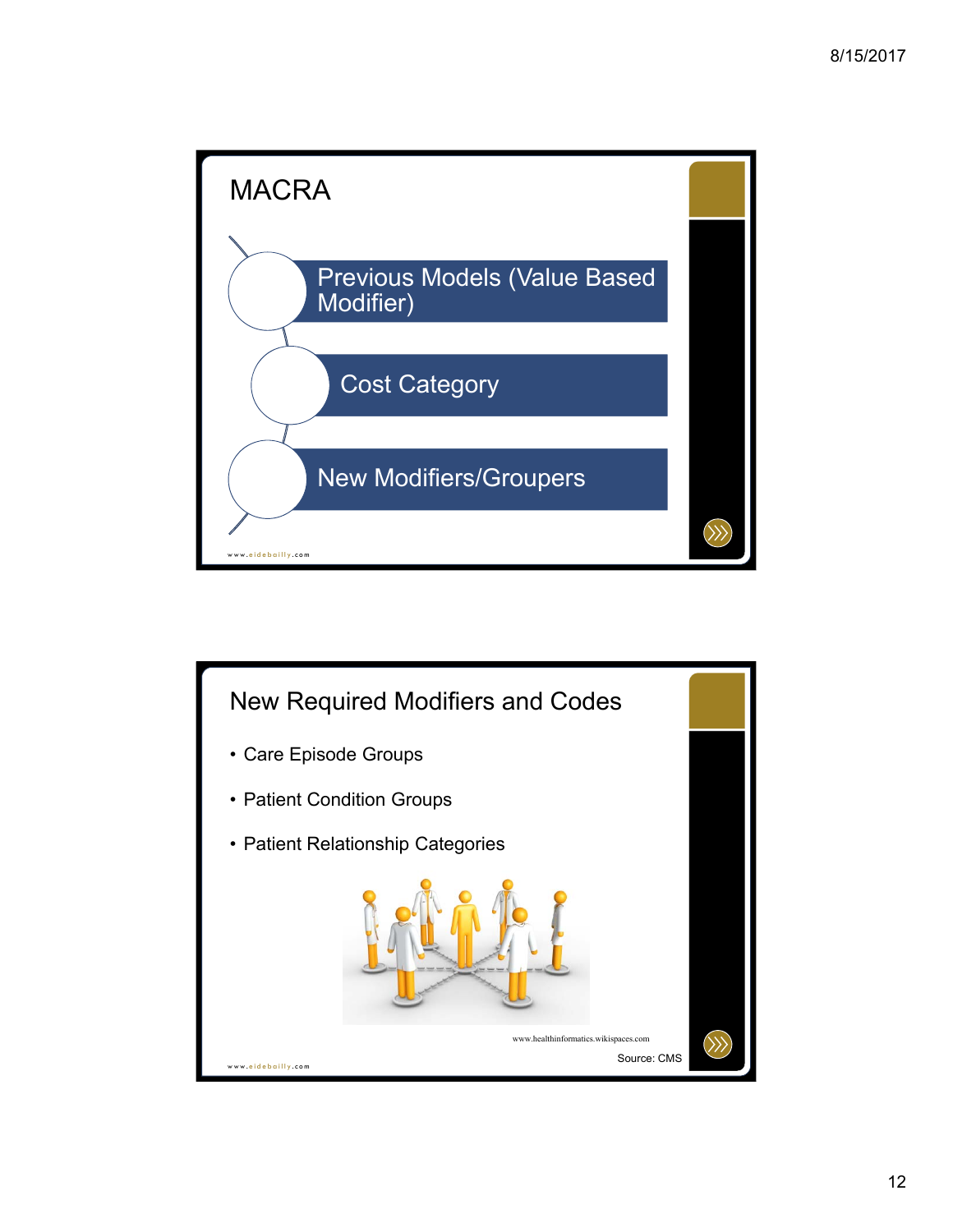## MACRA

- Previous Models (Value Based Modifier)
- Cost Category
- New Modifiers/Groupers

www.eidebailly.com

## New Required Modifiers and Codes

- Care Episode Groups
- Patient Condition Groups
- Patient Relationship Categories

www.healthinformatics.wikispaces.com

Source: CMS

www.eidebailly.com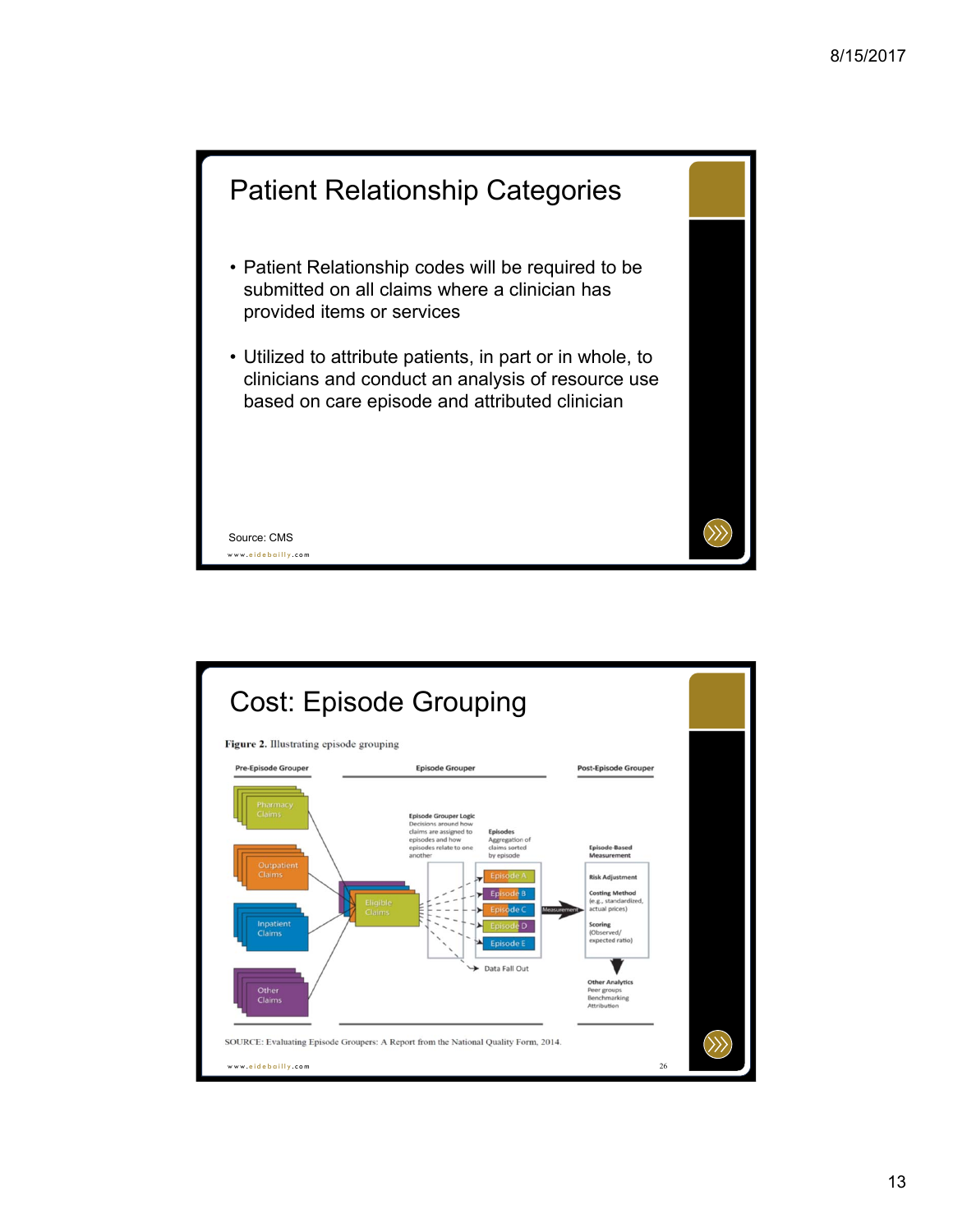## Patient Relationship Categories

- Patient Relationship codes will be required to be submitted on all claims where a clinician has provided items or services
- Utilized to attribute patients, in part or in whole, to clinicians and conduct an analysis of resource use based on care episode and attributed clinician

Source: CMS

www.eidebailly.com

## Cost: Episode Grouping

**Figure 2.** Illustrating episode grouping

Pre-Episode Grouper | Episode Grouper | Post-Episode Grouper

Pharmacy Claims

Outpatient Claims

Inpatient Claims

Other Claims

Eligible Claims

**Episode Grouper Logic**
Decisions around how claims are assigned to episodes and how episodes relate to one another

**Episodes**
Aggregation of claims sorted by episode

Episode A

Episode B

Episode C

Episode D

Episode E

Data Fall Out

Measurement

**Episode-Based Measurement**

**Risk Adjustment**

**Costing Method**
(e.g., standardized, actual prices)

**Scoring**
(Observed/expected ratio)

**Other Analytics**
Peer groups
Benchmarking
Attribution

SOURCE: Evaluating Episode Groupers: A Report from the National Quality Form, 2014.

www.eidebailly.com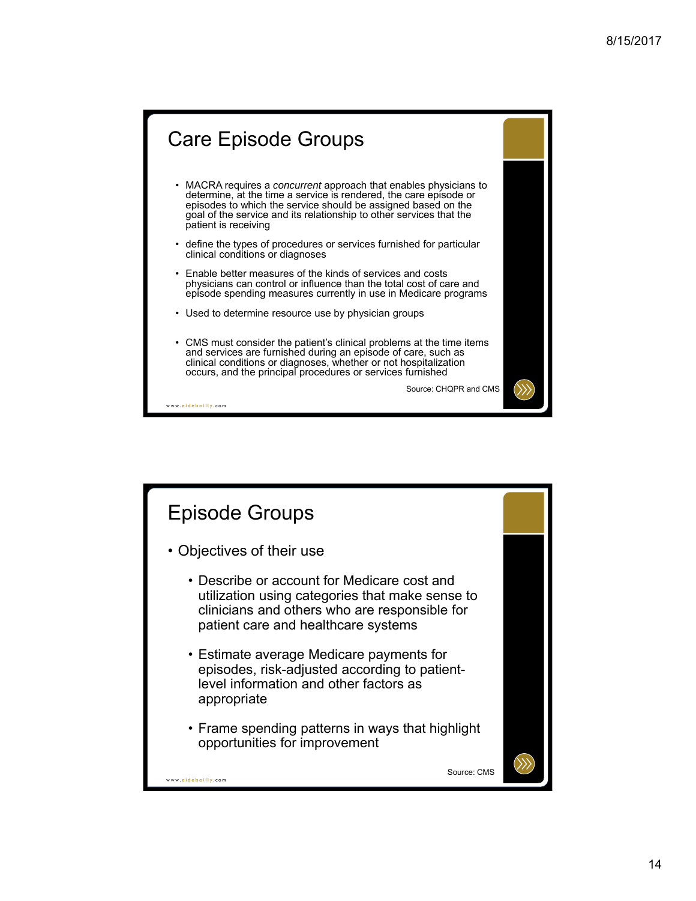## Care Episode Groups

- MACRA requires a *concurrent* approach that enables physicians to determine, at the time a service is rendered, the care episode or episodes to which the service should be assigned based on the goal of the service and its relationship to other services that the patient is receiving
- define the types of procedures or services furnished for particular clinical conditions or diagnoses
- Enable better measures of the kinds of services and costs physicians can control or influence than the total cost of care and episode spending measures currently in use in Medicare programs
- Used to determine resource use by physician groups
- CMS must consider the patient's clinical problems at the time items and services are furnished during an episode of care, such as clinical conditions or diagnoses, whether or not hospitalization occurs, and the principal procedures or services furnished

Source: CHQPR and CMS

www.eidebailly.com

## Episode Groups

- Objectives of their use
  - Describe or account for Medicare cost and utilization using categories that make sense to clinicians and others who are responsible for patient care and healthcare systems
  - Estimate average Medicare payments for episodes, risk-adjusted according to patient-level information and other factors as appropriate
  - Frame spending patterns in ways that highlight opportunities for improvement

Source: CMS

www.eidebailly.com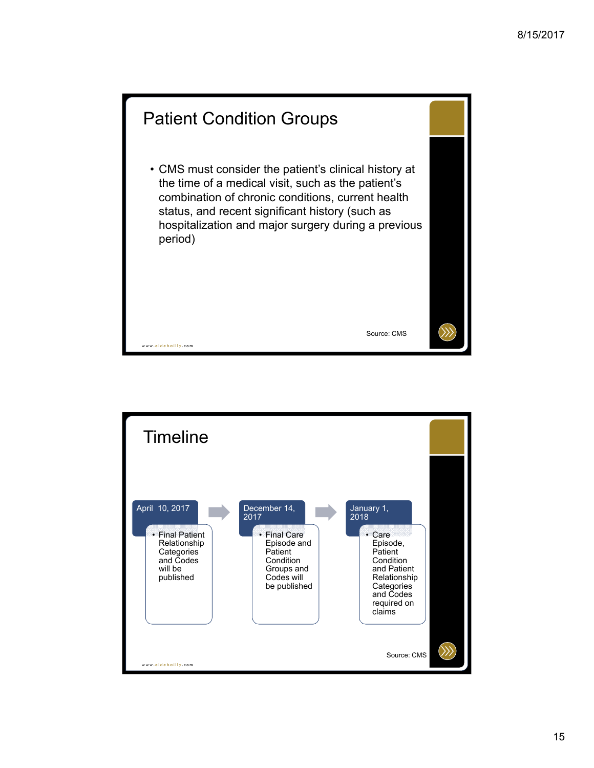## Patient Condition Groups

- CMS must consider the patient's clinical history at the time of a medical visit, such as the patient's combination of chronic conditions, current health status, and recent significant history (such as hospitalization and major surgery during a previous period)

Source: CMS

www.eidebailly.com

## Timeline

**April 10, 2017**

- Final Patient Relationship Categories and Codes will be published

**December 14, 2017**

- Final Care Episode and Patient Condition Groups and Codes will be published

**January 1, 2018**

- Care Episode, Patient Condition and Patient Relationship Categories and Codes required on claims

Source: CMS

www.eidebailly.com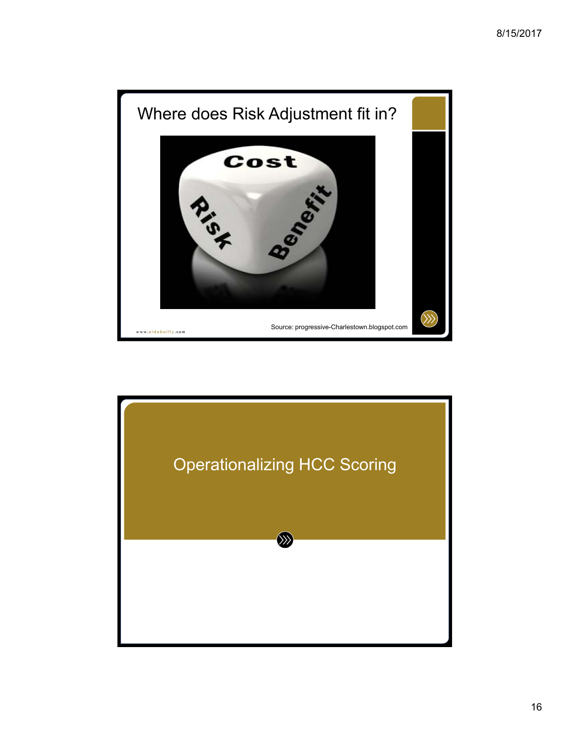## Where does Risk Adjustment fit in?

Source: progressive-Charlestown.blogspot.com

## Operationalizing HCC Scoring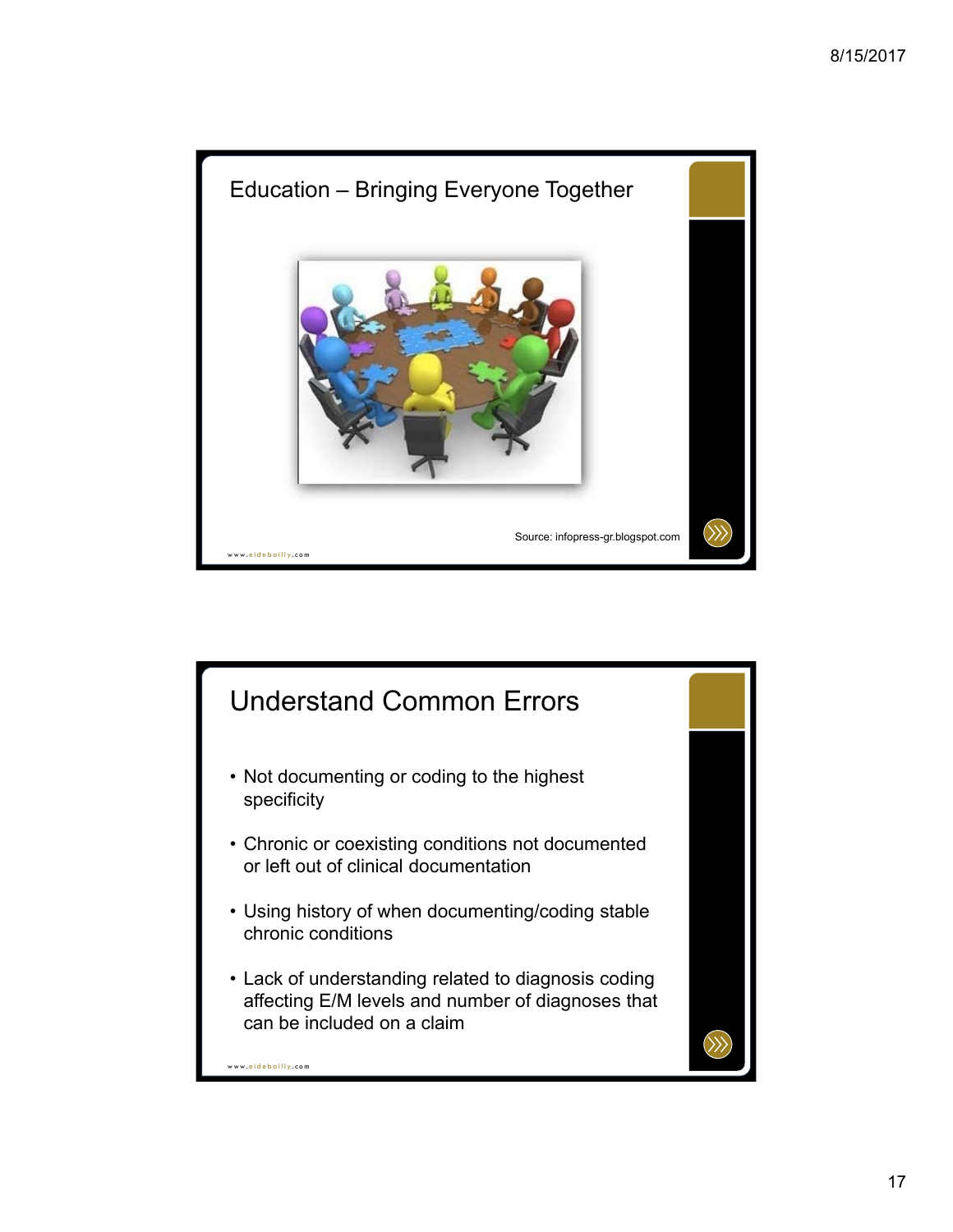## Education – Bringing Everyone Together

Source: infopress-gr.blogspot.com

www.eidebailly.com

## Understand Common Errors

- Not documenting or coding to the highest specificity
- Chronic or coexisting conditions not documented or left out of clinical documentation
- Using history of when documenting/coding stable chronic conditions
- Lack of understanding related to diagnosis coding affecting E/M levels and number of diagnoses that can be included on a claim

www.eidebailly.com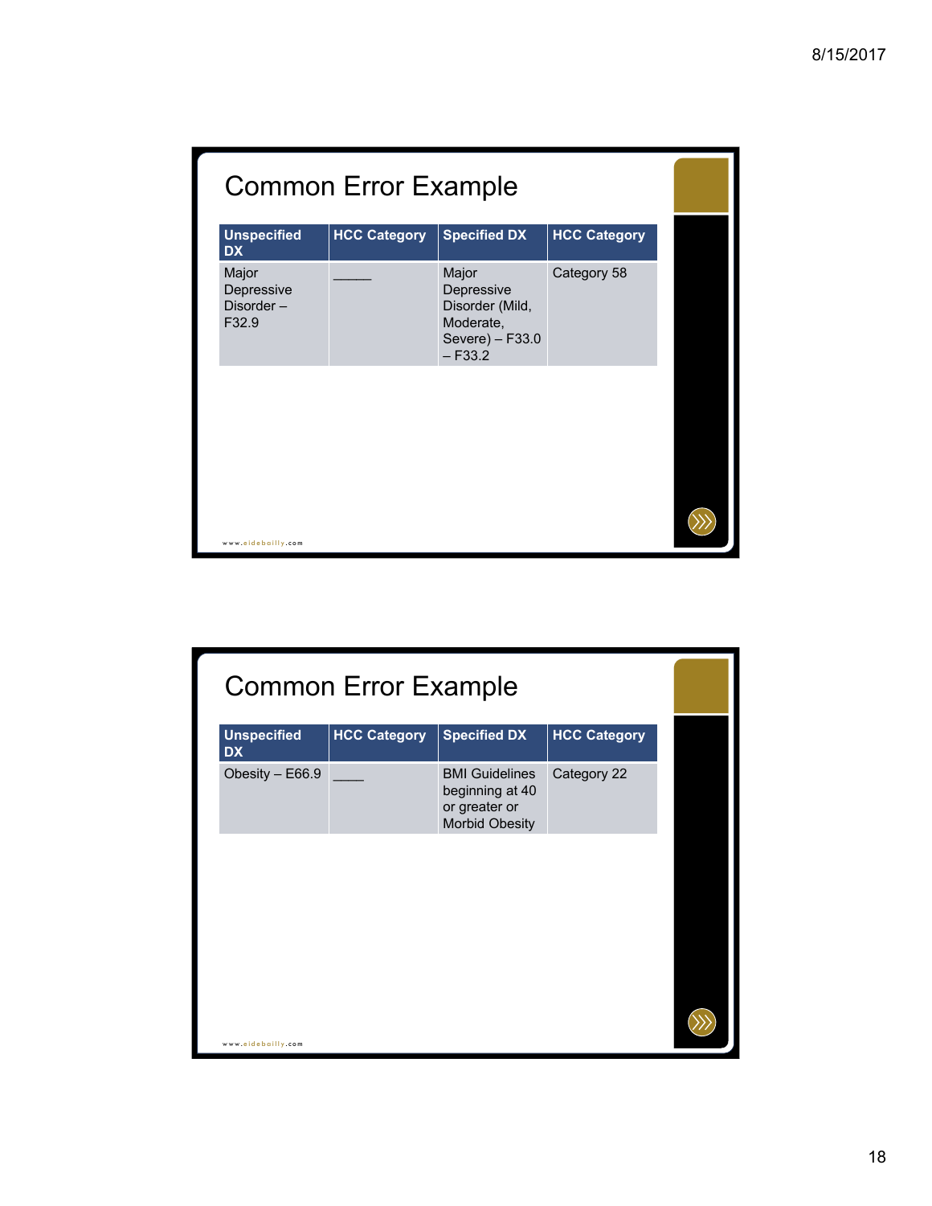## Common Error Example

| Unspecified DX | HCC Category | Specified DX | HCC Category |
|---|---|---|---|
| Major Depressive Disorder – F32.9 | _____ | Major Depressive Disorder (Mild, Moderate, Severe) – F33.0 – F33.2 | Category 58 |

## Common Error Example

| Unspecified DX | HCC Category | Specified DX | HCC Category |
|---|---|---|---|
| Obesity – E66.9 | ____ | BMI Guidelines beginning at 40 or greater or Morbid Obesity | Category 22 |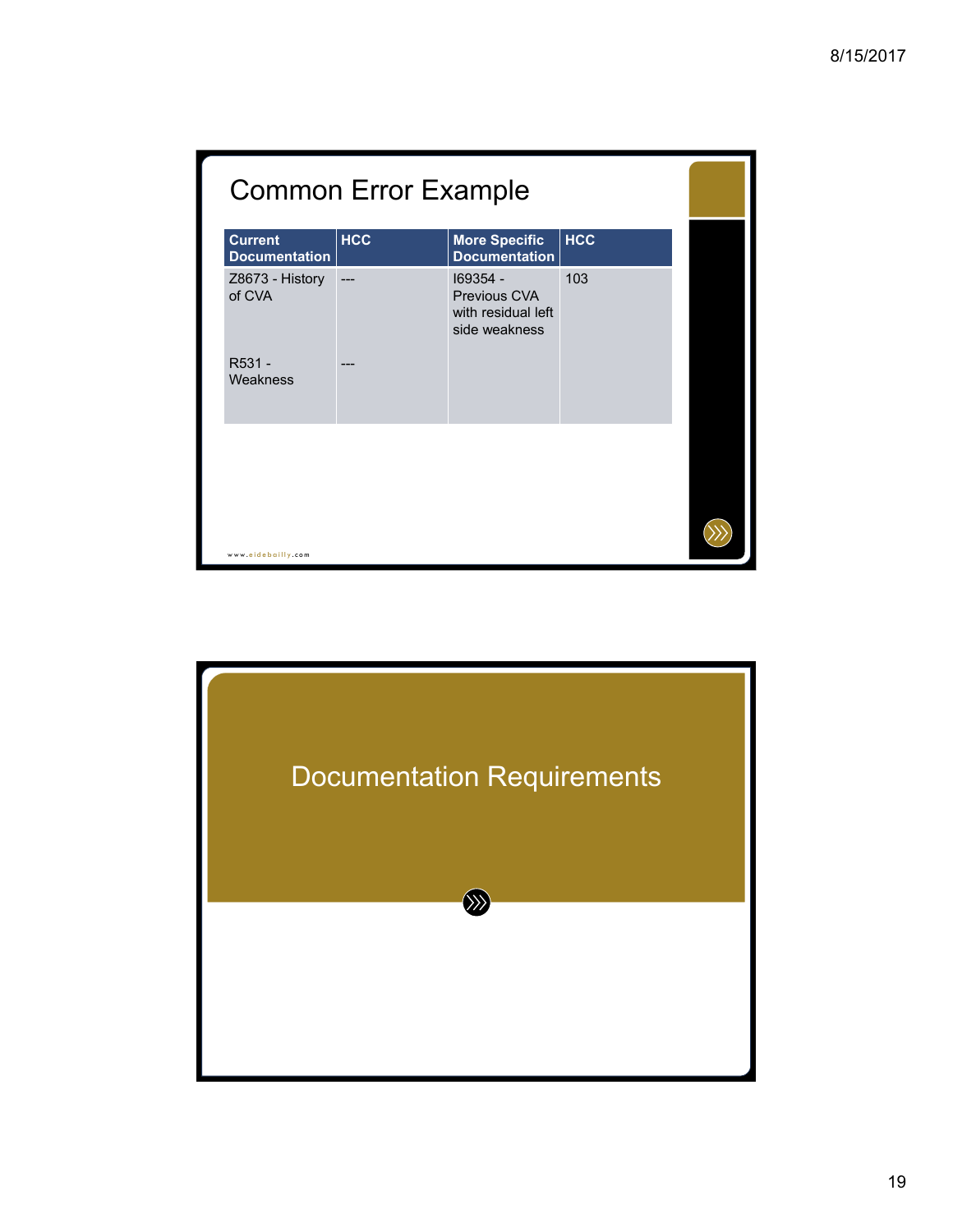## Common Error Example

| Current Documentation | HCC | More Specific Documentation | HCC |
|---|---|---|---|
| Z8673 - History of CVA | --- | I69354 - Previous CVA with residual left side weakness | 103 |
| R531 - Weakness | --- | | |

www.eidebailly.com

## Documentation Requirements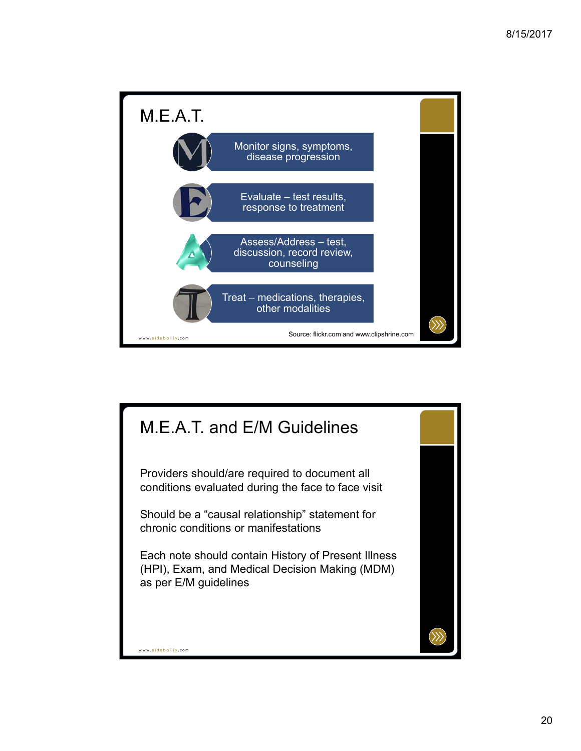## M.E.A.T.

- **M** — Monitor signs, symptoms, disease progression
- **E** — Evaluate – test results, response to treatment
- **A** — Assess/Address – test, discussion, record review, counseling
- **T** — Treat – medications, therapies, other modalities

Source: flickr.com and www.clipshrine.com

www.eidebailly.com

## M.E.A.T. and E/M Guidelines

Providers should/are required to document all conditions evaluated during the face to face visit

Should be a "causal relationship" statement for chronic conditions or manifestations

Each note should contain History of Present Illness (HPI), Exam, and Medical Decision Making (MDM) as per E/M guidelines

www.eidebailly.com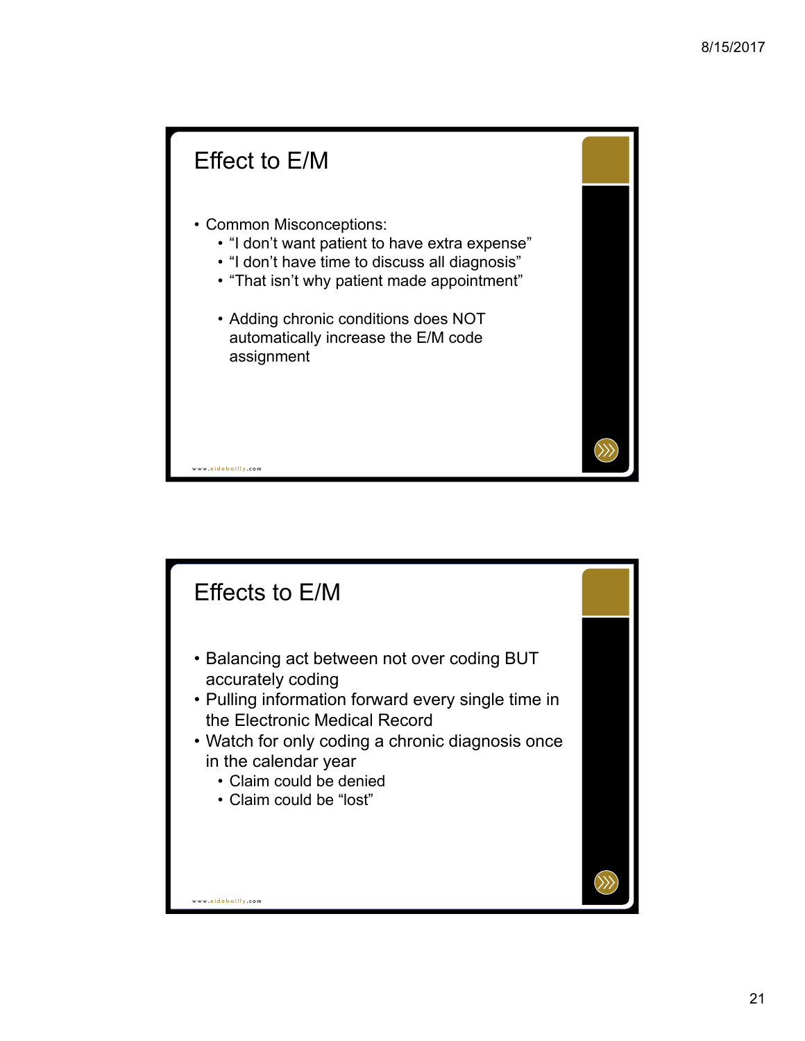## Effect to E/M

- Common Misconceptions:
  - “I don’t want patient to have extra expense”
  - “I don’t have time to discuss all diagnosis”
  - “That isn’t why patient made appointment”

  - Adding chronic conditions does NOT automatically increase the E/M code assignment

www.eidebailly.com

## Effects to E/M

- Balancing act between not over coding BUT accurately coding
- Pulling information forward every single time in the Electronic Medical Record
- Watch for only coding a chronic diagnosis once in the calendar year
  - Claim could be denied
  - Claim could be “lost”

www.eidebailly.com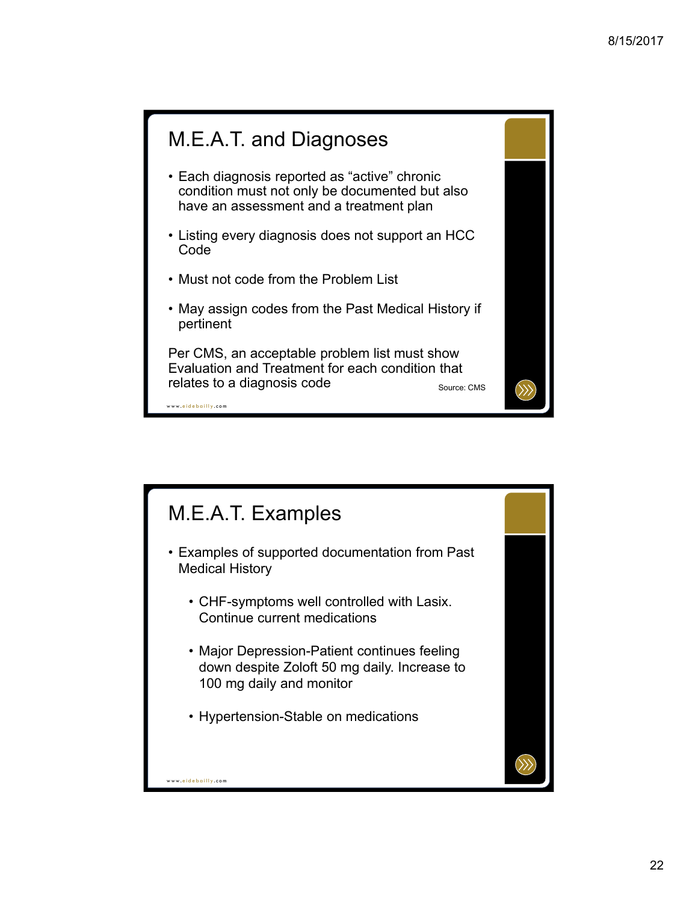## M.E.A.T. and Diagnoses

- Each diagnosis reported as “active” chronic condition must not only be documented but also have an assessment and a treatment plan
- Listing every diagnosis does not support an HCC Code
- Must not code from the Problem List
- May assign codes from the Past Medical History if pertinent

Per CMS, an acceptable problem list must show Evaluation and Treatment for each condition that relates to a diagnosis code

Source: CMS

www.eidebailly.com

## M.E.A.T. Examples

- Examples of supported documentation from Past Medical History
  - CHF-symptoms well controlled with Lasix. Continue current medications
  - Major Depression-Patient continues feeling down despite Zoloft 50 mg daily. Increase to 100 mg daily and monitor
  - Hypertension-Stable on medications

www.eidebailly.com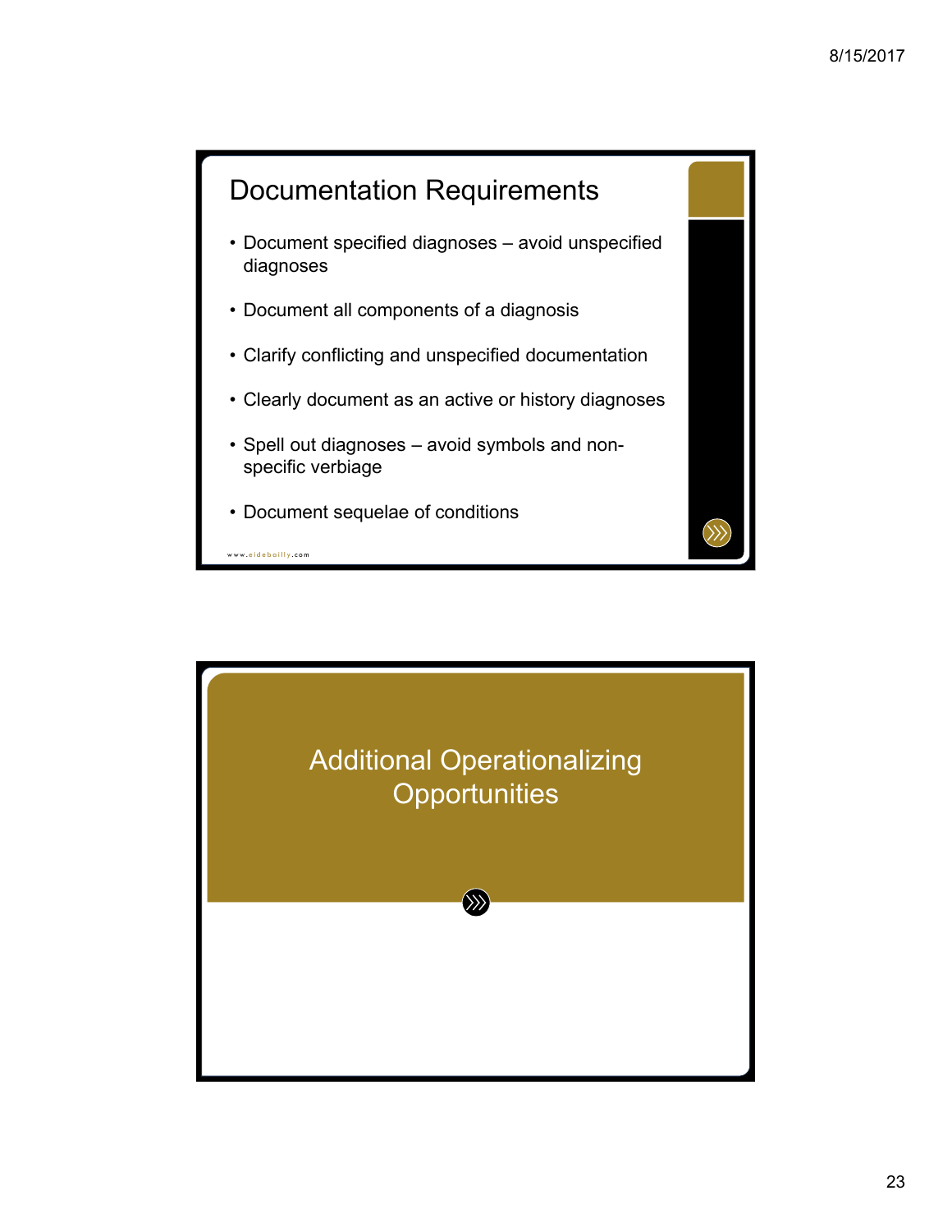## Documentation Requirements

- Document specified diagnoses – avoid unspecified diagnoses
- Document all components of a diagnosis
- Clarify conflicting and unspecified documentation
- Clearly document as an active or history diagnoses
- Spell out diagnoses – avoid symbols and non-specific verbiage
- Document sequelae of conditions

www.eidebailly.com

## Additional Operationalizing Opportunities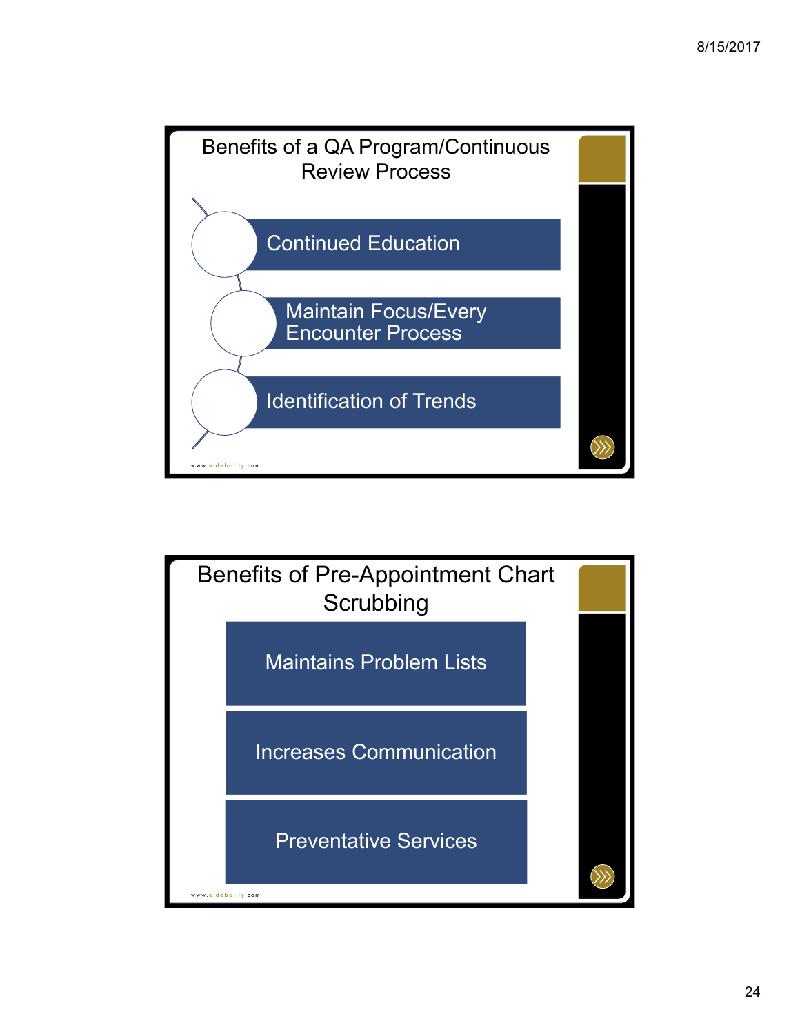## Benefits of a QA Program/Continuous Review Process

- Continued Education
- Maintain Focus/Every Encounter Process
- Identification of Trends

www.eidebailly.com

## Benefits of Pre-Appointment Chart Scrubbing

- Maintains Problem Lists
- Increases Communication
- Preventative Services

www.eidebailly.com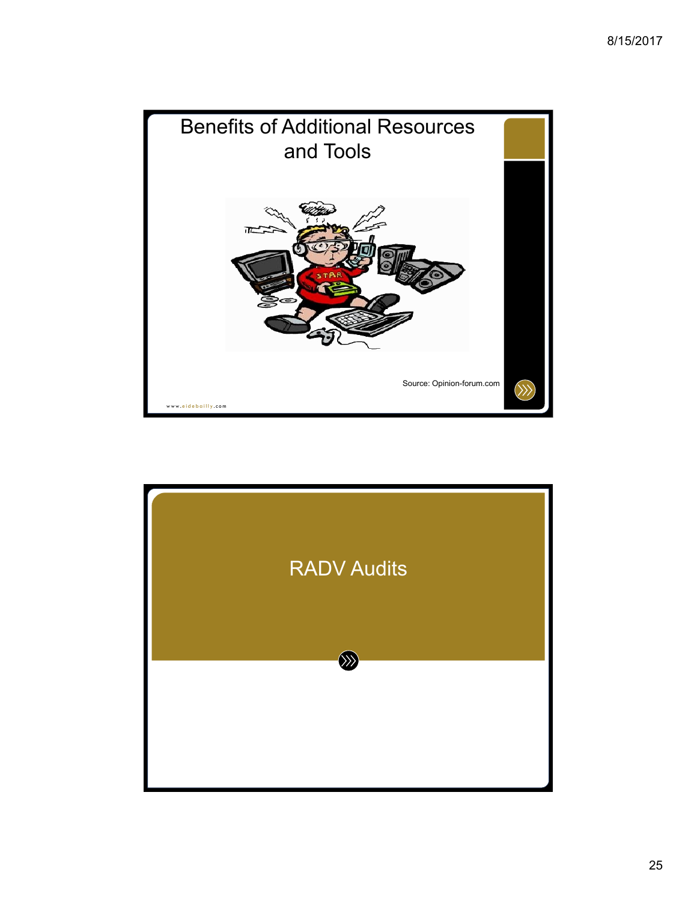## Benefits of Additional Resources and Tools

Source: Opinion-forum.com

## RADV Audits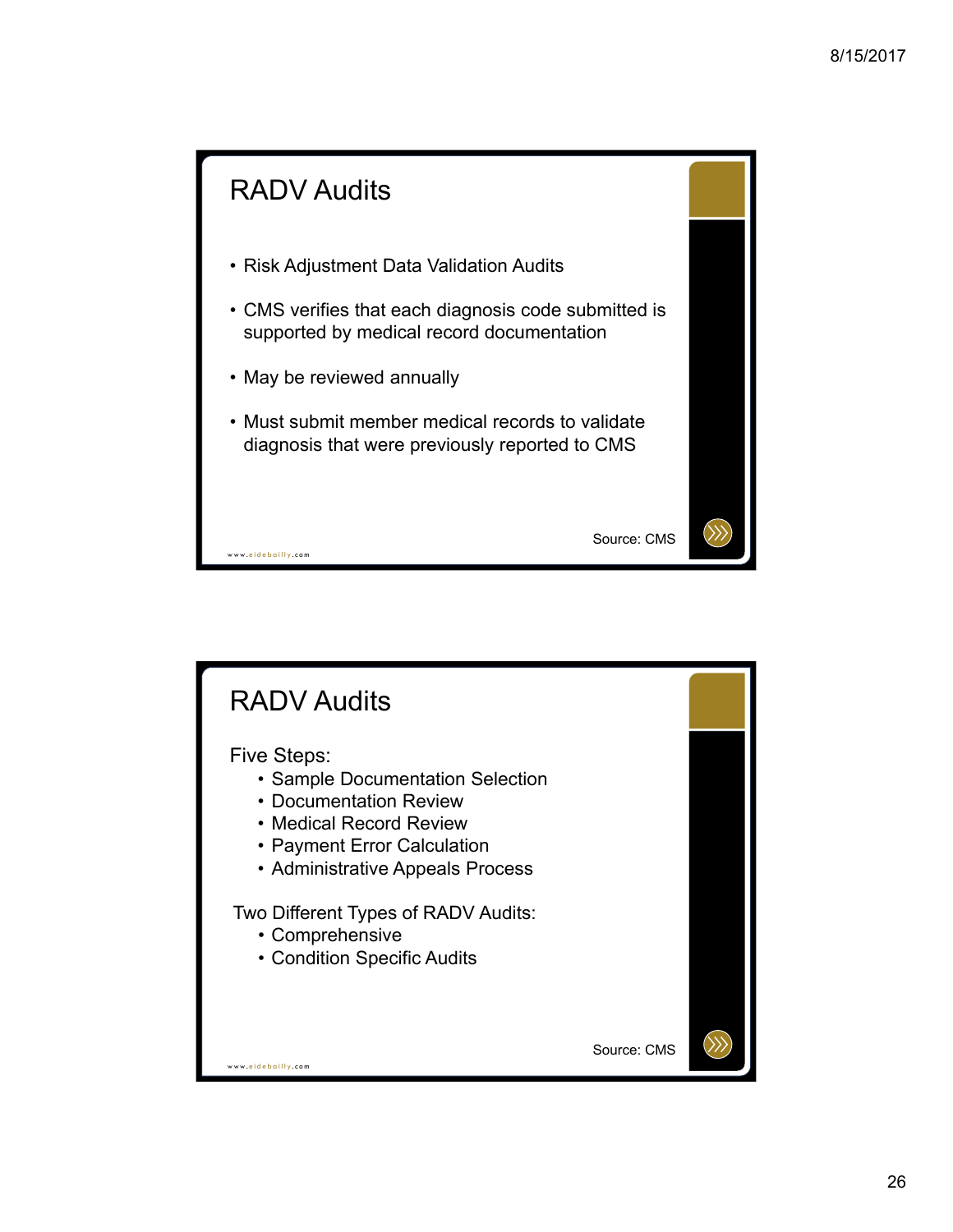## RADV Audits

- Risk Adjustment Data Validation Audits
- CMS verifies that each diagnosis code submitted is supported by medical record documentation
- May be reviewed annually
- Must submit member medical records to validate diagnosis that were previously reported to CMS

Source: CMS

www.eidebailly.com

## RADV Audits

Five Steps:

- Sample Documentation Selection
- Documentation Review
- Medical Record Review
- Payment Error Calculation
- Administrative Appeals Process

Two Different Types of RADV Audits:

- Comprehensive
- Condition Specific Audits

Source: CMS

www.eidebailly.com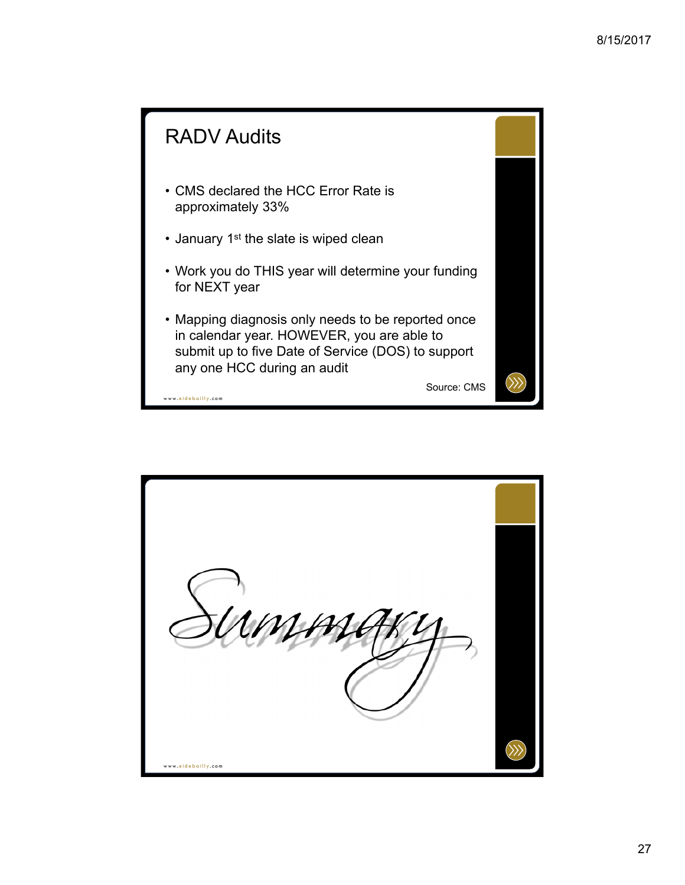## RADV Audits

- CMS declared the HCC Error Rate is approximately 33%
- January 1st the slate is wiped clean
- Work you do THIS year will determine your funding for NEXT year
- Mapping diagnosis only needs to be reported once in calendar year. HOWEVER, you are able to submit up to five Date of Service (DOS) to support any one HCC during an audit

Source: CMS

www.eidebailly.com

## Summary

www.eidebailly.com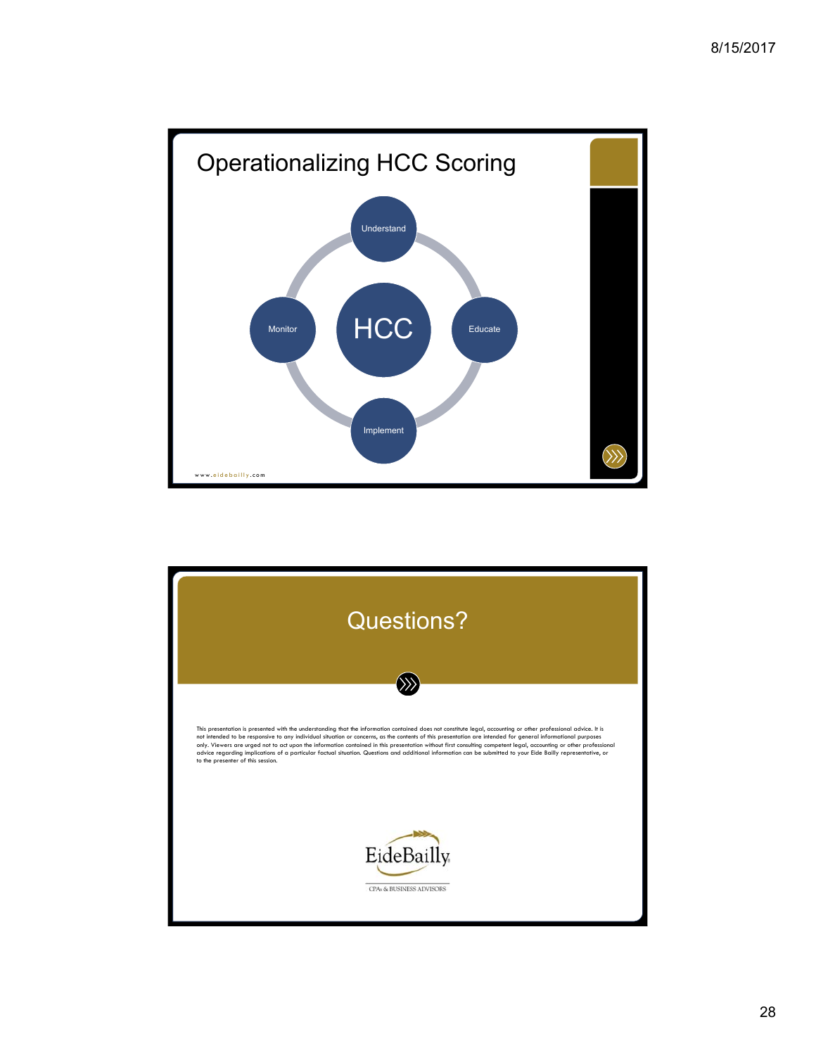# Operationalizing HCC Scoring

- HCC
  - Understand
  - Educate
  - Implement
  - Monitor

www.eidebailly.com

# Questions?

This presentation is presented with the understanding that the information contained does not constitute legal, accounting or other professional advice. It is not intended to be responsive to any individual situation or concerns, as the contents of this presentation are intended for general informational purposes only. Viewers are urged not to act upon the information contained in this presentation without first consulting competent legal, accounting or other professional advice regarding implications of a particular factual situation. Questions and additional information can be submitted to your Eide Bailly representative, or to the presenter of this session.

EideBailly
CPAs & BUSINESS ADVISORS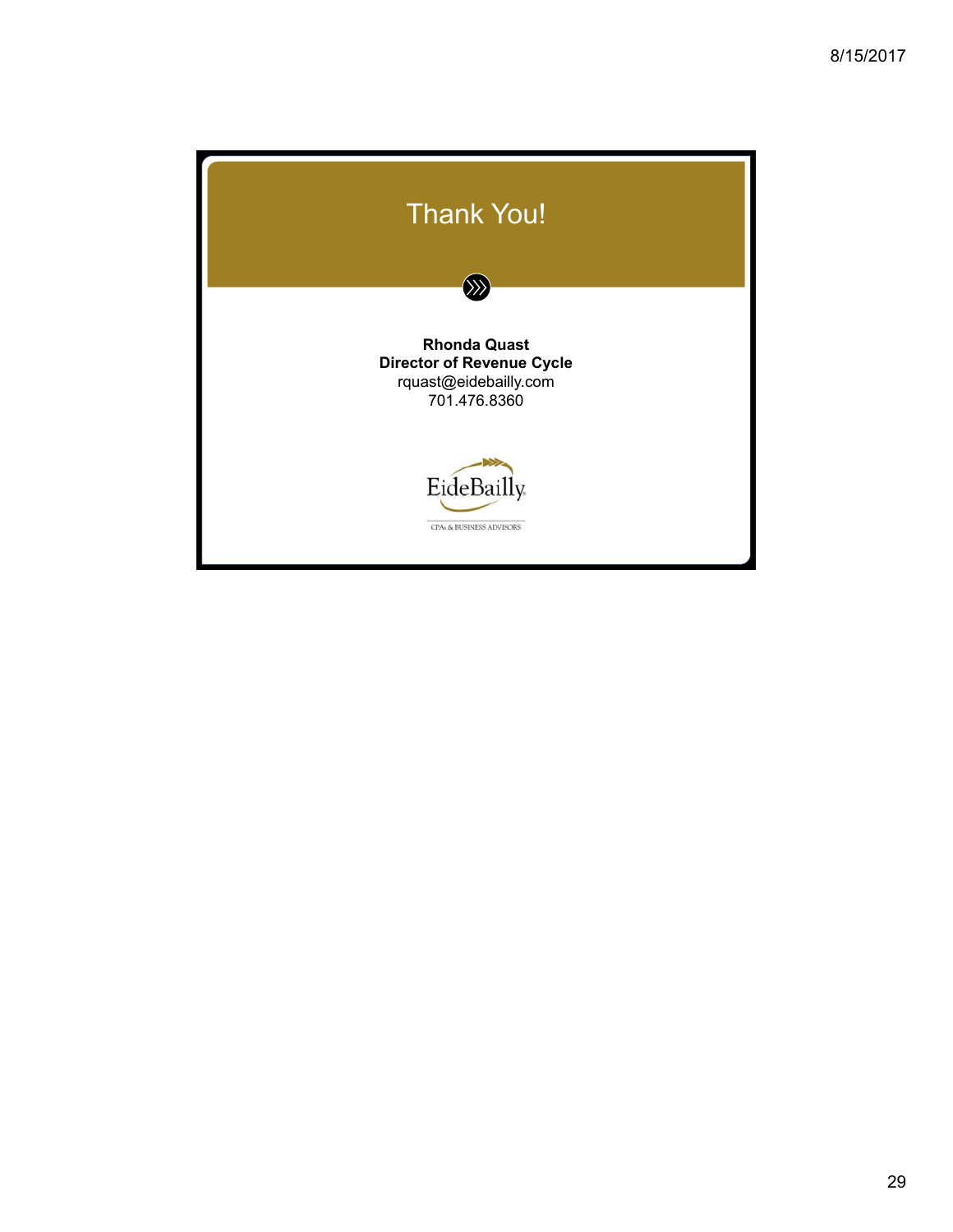# Thank You!

**Rhonda Quast**
**Director of Revenue Cycle**
rquast@eidebailly.com
701.476.8360

EideBailly
CPAs & BUSINESS ADVISORS